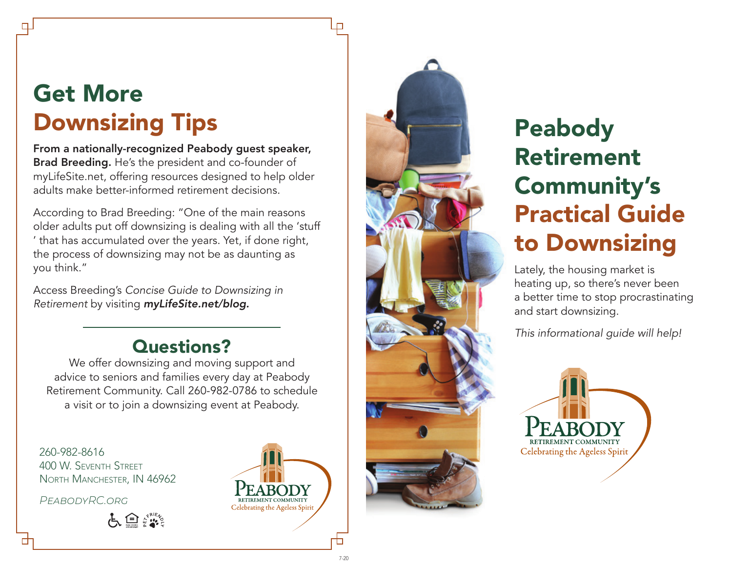# Get More Downsizing Tips

**From a nationally-recognized Peabody guest speaker, Brad Breeding.** He's the president and co-founder of myLifeSite.net, offering resources designed to help older adults make better-informed retirement decisions.

According to Brad Breeding: "One of the main reasons older adults put off downsizing is dealing with all the 'stuff ' that has accumulated over the years. Yet, if done right, the process of downsizing may not be as daunting as you think."

Access Breeding's *Concise Guide to Downsizing in Retirement* by visiting ***myLifeSite.net/blog.***

## Questions?

We offer downsizing and moving support and advice to seniors and families every day at Peabody Retirement Community. Call 260-982-0786 to schedule a visit or to join a downsizing event at Peabody.

260-982-8616
400 W. Seventh Street
North Manchester, IN 46962

*PeabodyRC.org*

Peabody Retirement Community
Celebrating the Ageless Spirit

# Peabody Retirement Community's Practical Guide to Downsizing

Lately, the housing market is heating up, so there's never been a better time to stop procrastinating and start downsizing.

*This informational guide will help!*

Peabody Retirement Community
Celebrating the Ageless Spirit

7-20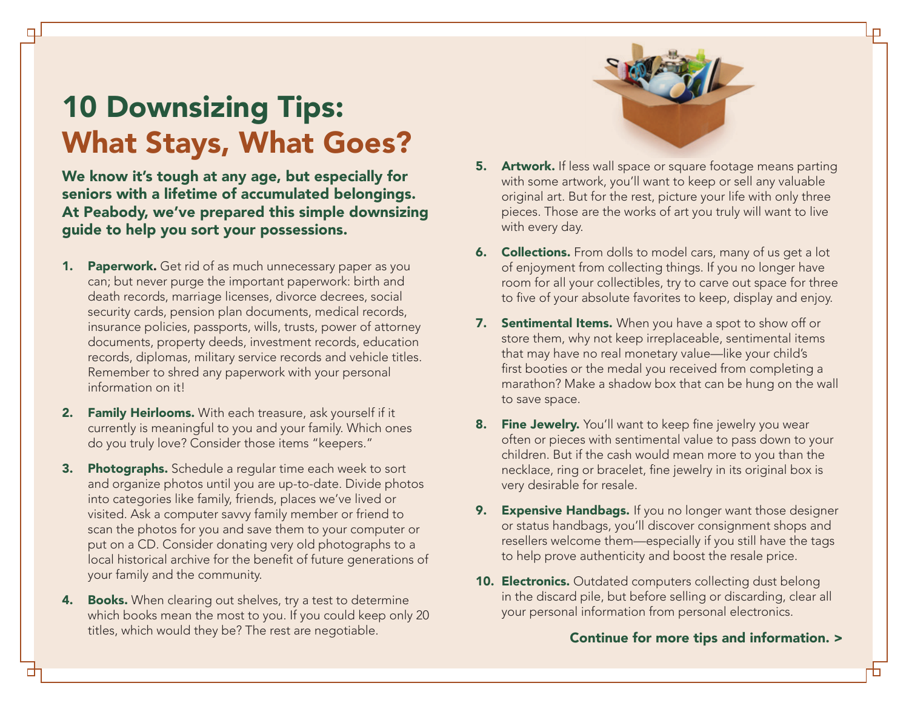# 10 Downsizing Tips: What Stays, What Goes?

**We know it's tough at any age, but especially for seniors with a lifetime of accumulated belongings. At Peabody, we've prepared this simple downsizing guide to help you sort your possessions.**

1. **Paperwork.** Get rid of as much unnecessary paper as you can; but never purge the important paperwork: birth and death records, marriage licenses, divorce decrees, social security cards, pension plan documents, medical records, insurance policies, passports, wills, trusts, power of attorney documents, property deeds, investment records, education records, diplomas, military service records and vehicle titles. Remember to shred any paperwork with your personal information on it!

2. **Family Heirlooms.** With each treasure, ask yourself if it currently is meaningful to you and your family. Which ones do you truly love? Consider those items "keepers."

3. **Photographs.** Schedule a regular time each week to sort and organize photos until you are up-to-date. Divide photos into categories like family, friends, places we've lived or visited. Ask a computer savvy family member or friend to scan the photos for you and save them to your computer or put on a CD. Consider donating very old photographs to a local historical archive for the benefit of future generations of your family and the community.

4. **Books.** When clearing out shelves, try a test to determine which books mean the most to you. If you could keep only 20 titles, which would they be? The rest are negotiable.

5. **Artwork.** If less wall space or square footage means parting with some artwork, you'll want to keep or sell any valuable original art. But for the rest, picture your life with only three pieces. Those are the works of art you truly will want to live with every day.

6. **Collections.** From dolls to model cars, many of us get a lot of enjoyment from collecting things. If you no longer have room for all your collectibles, try to carve out space for three to five of your absolute favorites to keep, display and enjoy.

7. **Sentimental Items.** When you have a spot to show off or store them, why not keep irreplaceable, sentimental items that may have no real monetary value—like your child's first booties or the medal you received from completing a marathon? Make a shadow box that can be hung on the wall to save space.

8. **Fine Jewelry.** You'll want to keep fine jewelry you wear often or pieces with sentimental value to pass down to your children. But if the cash would mean more to you than the necklace, ring or bracelet, fine jewelry in its original box is very desirable for resale.

9. **Expensive Handbags.** If you no longer want those designer or status handbags, you'll discover consignment shops and resellers welcome them—especially if you still have the tags to help prove authenticity and boost the resale price.

10. **Electronics.** Outdated computers collecting dust belong in the discard pile, but before selling or discarding, clear all your personal information from personal electronics.

**Continue for more tips and information. >**